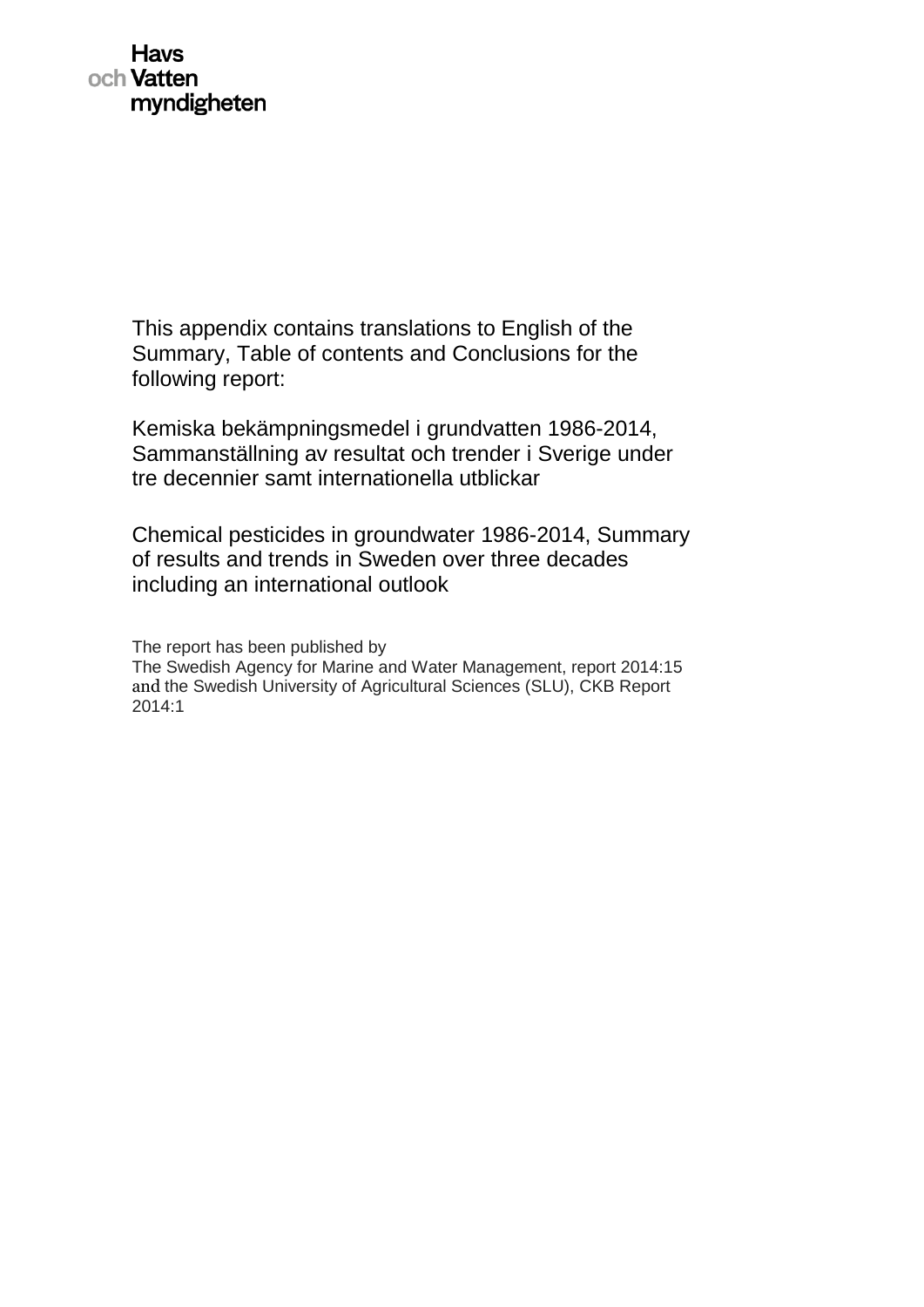Havs
och Vatten
myndigheten

This appendix contains translations to English of the Summary, Table of contents and Conclusions for the following report:

Kemiska bekämpningsmedel i grundvatten 1986-2014, Sammanställning av resultat och trender i Sverige under tre decennier samt internationella utblickar

Chemical pesticides in groundwater 1986-2014, Summary of results and trends in Sweden over three decades including an international outlook

The report has been published by
The Swedish Agency for Marine and Water Management, report 2014:15 and the Swedish University of Agricultural Sciences (SLU), CKB Report 2014:1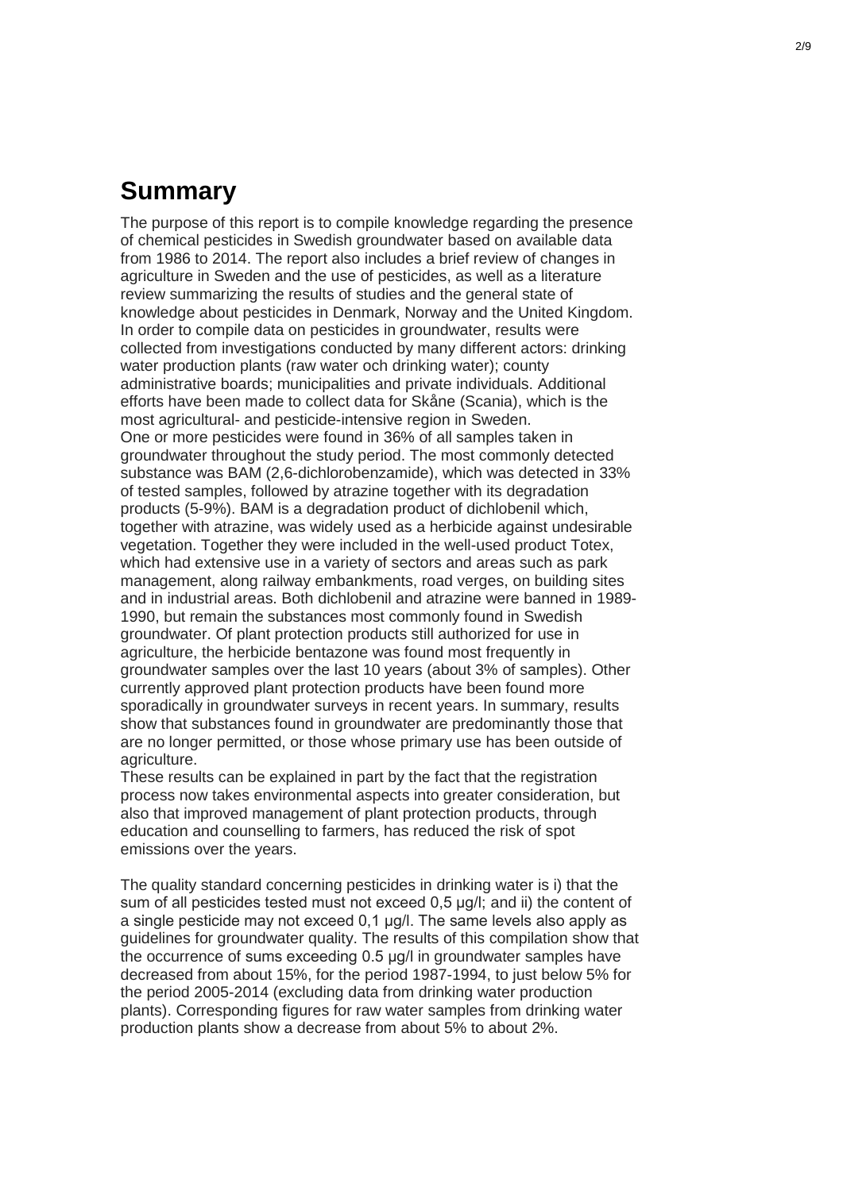# Summary

The purpose of this report is to compile knowledge regarding the presence of chemical pesticides in Swedish groundwater based on available data from 1986 to 2014. The report also includes a brief review of changes in agriculture in Sweden and the use of pesticides, as well as a literature review summarizing the results of studies and the general state of knowledge about pesticides in Denmark, Norway and the United Kingdom. In order to compile data on pesticides in groundwater, results were collected from investigations conducted by many different actors: drinking water production plants (raw water och drinking water); county administrative boards; municipalities and private individuals. Additional efforts have been made to collect data for Skåne (Scania), which is the most agricultural- and pesticide-intensive region in Sweden.

One or more pesticides were found in 36% of all samples taken in groundwater throughout the study period. The most commonly detected substance was BAM (2,6-dichlorobenzamide), which was detected in 33% of tested samples, followed by atrazine together with its degradation products (5-9%). BAM is a degradation product of dichlobenil which, together with atrazine, was widely used as a herbicide against undesirable vegetation. Together they were included in the well-used product Totex, which had extensive use in a variety of sectors and areas such as park management, along railway embankments, road verges, on building sites and in industrial areas. Both dichlobenil and atrazine were banned in 1989-1990, but remain the substances most commonly found in Swedish groundwater. Of plant protection products still authorized for use in agriculture, the herbicide bentazone was found most frequently in groundwater samples over the last 10 years (about 3% of samples). Other currently approved plant protection products have been found more sporadically in groundwater surveys in recent years. In summary, results show that substances found in groundwater are predominantly those that are no longer permitted, or those whose primary use has been outside of agriculture.

These results can be explained in part by the fact that the registration process now takes environmental aspects into greater consideration, but also that improved management of plant protection products, through education and counselling to farmers, has reduced the risk of spot emissions over the years.

The quality standard concerning pesticides in drinking water is i) that the sum of all pesticides tested must not exceed 0,5 µg/l; and ii) the content of a single pesticide may not exceed 0,1 µg/l. The same levels also apply as guidelines for groundwater quality. The results of this compilation show that the occurrence of sums exceeding 0.5 µg/l in groundwater samples have decreased from about 15%, for the period 1987-1994, to just below 5% for the period 2005-2014 (excluding data from drinking water production plants). Corresponding figures for raw water samples from drinking water production plants show a decrease from about 5% to about 2%.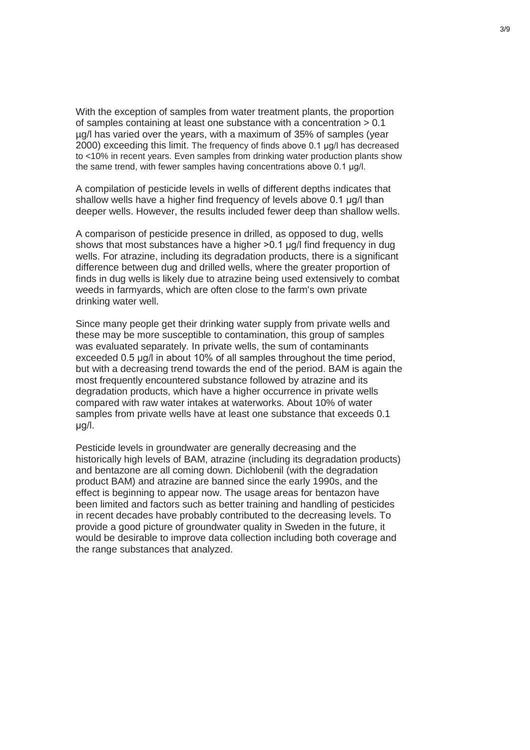With the exception of samples from water treatment plants, the proportion of samples containing at least one substance with a concentration > 0.1 µg/l has varied over the years, with a maximum of 35% of samples (year 2000) exceeding this limit. The frequency of finds above 0.1 µg/l has decreased to <10% in recent years. Even samples from drinking water production plants show the same trend, with fewer samples having concentrations above 0.1 µg/l.

A compilation of pesticide levels in wells of different depths indicates that shallow wells have a higher find frequency of levels above 0.1 µg/l than deeper wells. However, the results included fewer deep than shallow wells.

A comparison of pesticide presence in drilled, as opposed to dug, wells shows that most substances have a higher >0.1 µg/l find frequency in dug wells. For atrazine, including its degradation products, there is a significant difference between dug and drilled wells, where the greater proportion of finds in dug wells is likely due to atrazine being used extensively to combat weeds in farmyards, which are often close to the farm's own private drinking water well.

Since many people get their drinking water supply from private wells and these may be more susceptible to contamination, this group of samples was evaluated separately. In private wells, the sum of contaminants exceeded 0.5 µg/l in about 10% of all samples throughout the time period, but with a decreasing trend towards the end of the period. BAM is again the most frequently encountered substance followed by atrazine and its degradation products, which have a higher occurrence in private wells compared with raw water intakes at waterworks. About 10% of water samples from private wells have at least one substance that exceeds 0.1 µg/l.

Pesticide levels in groundwater are generally decreasing and the historically high levels of BAM, atrazine (including its degradation products) and bentazone are all coming down. Dichlobenil (with the degradation product BAM) and atrazine are banned since the early 1990s, and the effect is beginning to appear now. The usage areas for bentazon have been limited and factors such as better training and handling of pesticides in recent decades have probably contributed to the decreasing levels. To provide a good picture of groundwater quality in Sweden in the future, it would be desirable to improve data collection including both coverage and the range substances that analyzed.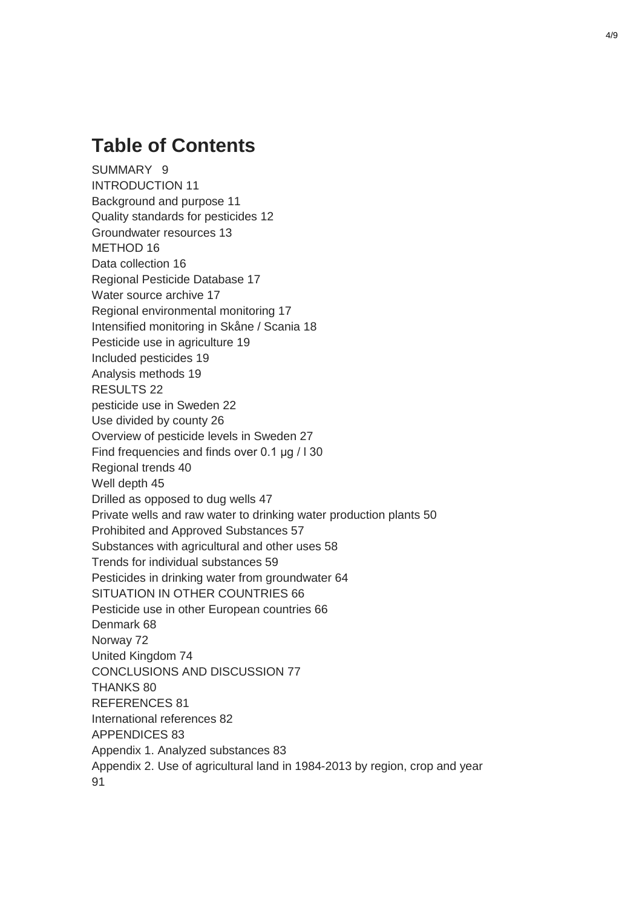# Table of Contents

SUMMARY 9
INTRODUCTION 11
Background and purpose 11
Quality standards for pesticides 12
Groundwater resources 13
METHOD 16
Data collection 16
Regional Pesticide Database 17
Water source archive 17
Regional environmental monitoring 17
Intensified monitoring in Skåne / Scania 18
Pesticide use in agriculture 19
Included pesticides 19
Analysis methods 19
RESULTS 22
pesticide use in Sweden 22
Use divided by county 26
Overview of pesticide levels in Sweden 27
Find frequencies and finds over 0.1 µg / l 30
Regional trends 40
Well depth 45
Drilled as opposed to dug wells 47
Private wells and raw water to drinking water production plants 50
Prohibited and Approved Substances 57
Substances with agricultural and other uses 58
Trends for individual substances 59
Pesticides in drinking water from groundwater 64
SITUATION IN OTHER COUNTRIES 66
Pesticide use in other European countries 66
Denmark 68
Norway 72
United Kingdom 74
CONCLUSIONS AND DISCUSSION 77
THANKS 80
REFERENCES 81
International references 82
APPENDICES 83
Appendix 1. Analyzed substances 83
Appendix 2. Use of agricultural land in 1984-2013 by region, crop and year 91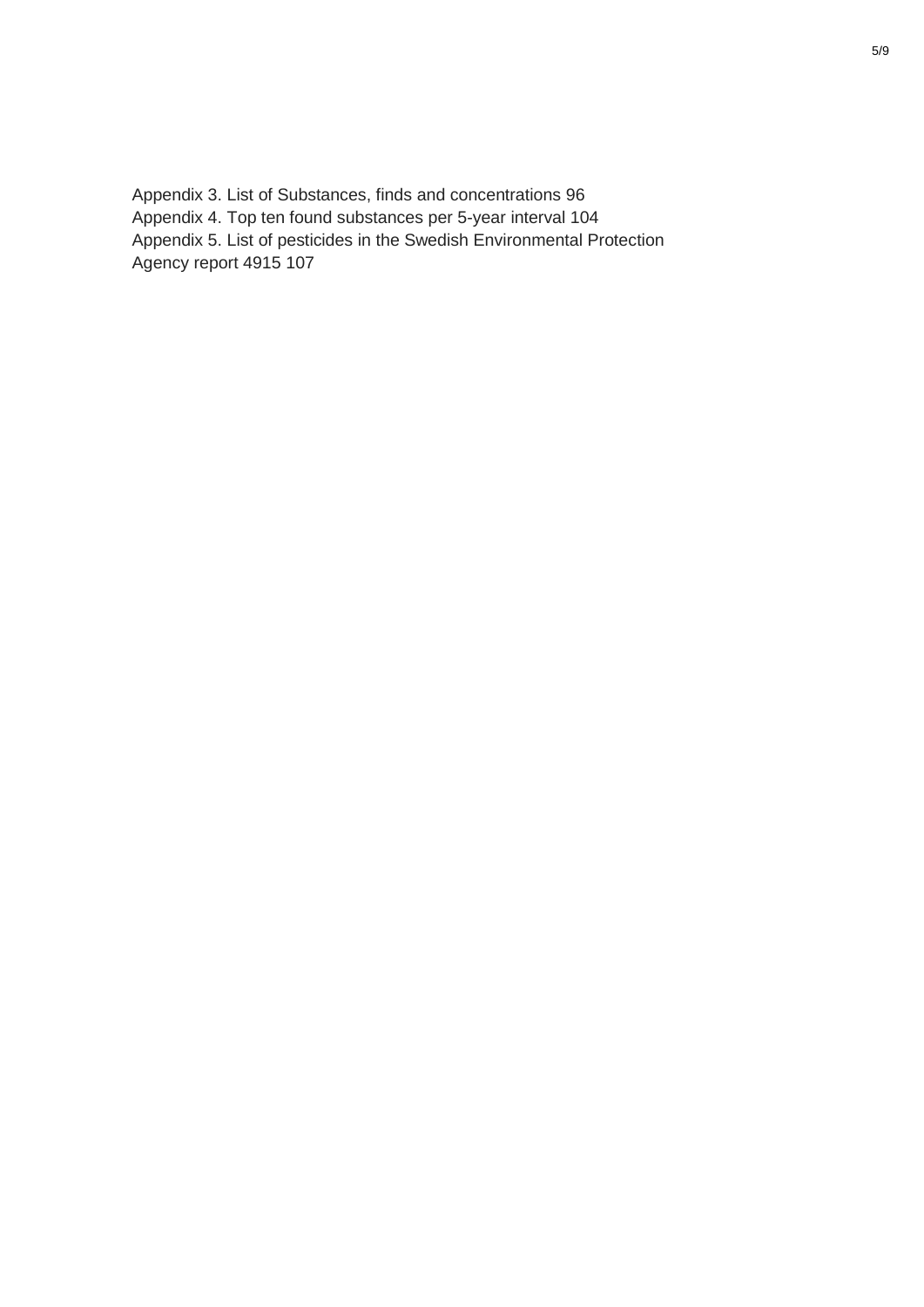Appendix 3. List of Substances, finds and concentrations 96
Appendix 4. Top ten found substances per 5-year interval 104
Appendix 5. List of pesticides in the Swedish Environmental Protection Agency report 4915 107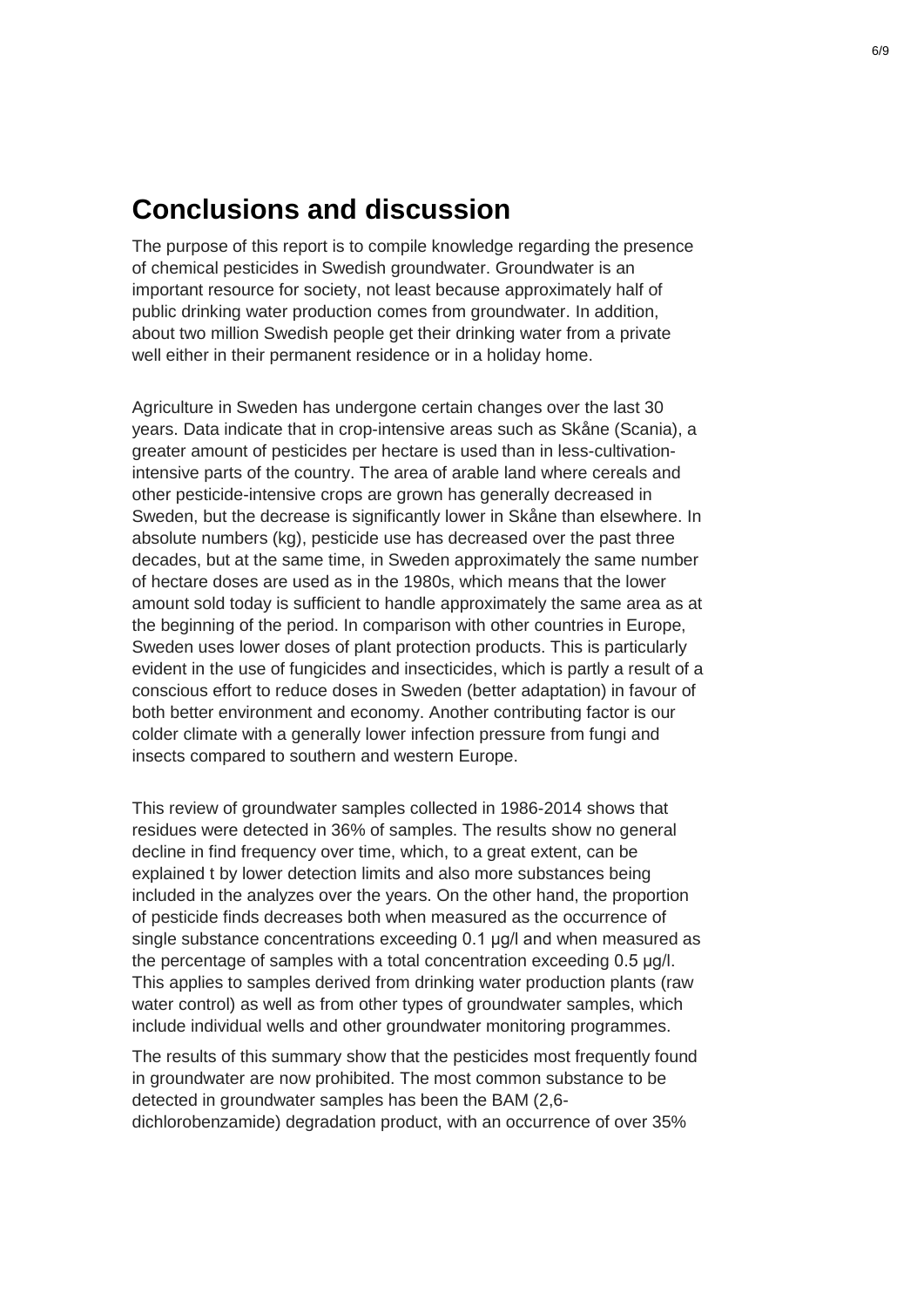# Conclusions and discussion

The purpose of this report is to compile knowledge regarding the presence of chemical pesticides in Swedish groundwater. Groundwater is an important resource for society, not least because approximately half of public drinking water production comes from groundwater. In addition, about two million Swedish people get their drinking water from a private well either in their permanent residence or in a holiday home.

Agriculture in Sweden has undergone certain changes over the last 30 years. Data indicate that in crop-intensive areas such as Skåne (Scania), a greater amount of pesticides per hectare is used than in less-cultivation-intensive parts of the country. The area of arable land where cereals and other pesticide-intensive crops are grown has generally decreased in Sweden, but the decrease is significantly lower in Skåne than elsewhere. In absolute numbers (kg), pesticide use has decreased over the past three decades, but at the same time, in Sweden approximately the same number of hectare doses are used as in the 1980s, which means that the lower amount sold today is sufficient to handle approximately the same area as at the beginning of the period. In comparison with other countries in Europe, Sweden uses lower doses of plant protection products. This is particularly evident in the use of fungicides and insecticides, which is partly a result of a conscious effort to reduce doses in Sweden (better adaptation) in favour of both better environment and economy. Another contributing factor is our colder climate with a generally lower infection pressure from fungi and insects compared to southern and western Europe.

This review of groundwater samples collected in 1986-2014 shows that residues were detected in 36% of samples. The results show no general decline in find frequency over time, which, to a great extent, can be explained t by lower detection limits and also more substances being included in the analyzes over the years. On the other hand, the proportion of pesticide finds decreases both when measured as the occurrence of single substance concentrations exceeding 0.1 µg/l and when measured as the percentage of samples with a total concentration exceeding 0.5 µg/l. This applies to samples derived from drinking water production plants (raw water control) as well as from other types of groundwater samples, which include individual wells and other groundwater monitoring programmes.

The results of this summary show that the pesticides most frequently found in groundwater are now prohibited. The most common substance to be detected in groundwater samples has been the BAM (2,6-dichlorobenzamide) degradation product, with an occurrence of over 35%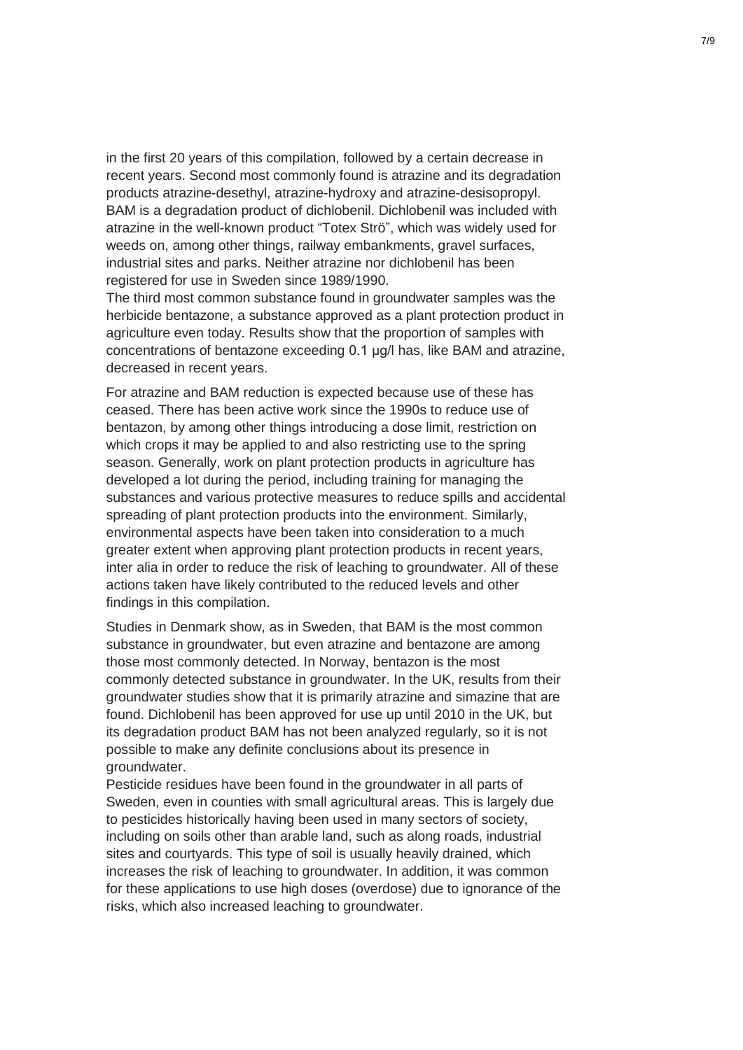in the first 20 years of this compilation, followed by a certain decrease in recent years. Second most commonly found is atrazine and its degradation products atrazine-desethyl, atrazine-hydroxy and atrazine-desisopropyl. BAM is a degradation product of dichlobenil. Dichlobenil was included with atrazine in the well-known product "Totex Strö", which was widely used for weeds on, among other things, railway embankments, gravel surfaces, industrial sites and parks. Neither atrazine nor dichlobenil has been registered for use in Sweden since 1989/1990.
The third most common substance found in groundwater samples was the herbicide bentazone, a substance approved as a plant protection product in agriculture even today. Results show that the proportion of samples with concentrations of bentazone exceeding 0.1 µg/l has, like BAM and atrazine, decreased in recent years.

For atrazine and BAM reduction is expected because use of these has ceased. There has been active work since the 1990s to reduce use of bentazon, by among other things introducing a dose limit, restriction on which crops it may be applied to and also restricting use to the spring season. Generally, work on plant protection products in agriculture has developed a lot during the period, including training for managing the substances and various protective measures to reduce spills and accidental spreading of plant protection products into the environment. Similarly, environmental aspects have been taken into consideration to a much greater extent when approving plant protection products in recent years, inter alia in order to reduce the risk of leaching to groundwater. All of these actions taken have likely contributed to the reduced levels and other findings in this compilation.

Studies in Denmark show, as in Sweden, that BAM is the most common substance in groundwater, but even atrazine and bentazone are among those most commonly detected. In Norway, bentazon is the most commonly detected substance in groundwater. In the UK, results from their groundwater studies show that it is primarily atrazine and simazine that are found. Dichlobenil has been approved for use up until 2010 in the UK, but its degradation product BAM has not been analyzed regularly, so it is not possible to make any definite conclusions about its presence in groundwater.
Pesticide residues have been found in the groundwater in all parts of Sweden, even in counties with small agricultural areas. This is largely due to pesticides historically having been used in many sectors of society, including on soils other than arable land, such as along roads, industrial sites and courtyards. This type of soil is usually heavily drained, which increases the risk of leaching to groundwater. In addition, it was common for these applications to use high doses (overdose) due to ignorance of the risks, which also increased leaching to groundwater.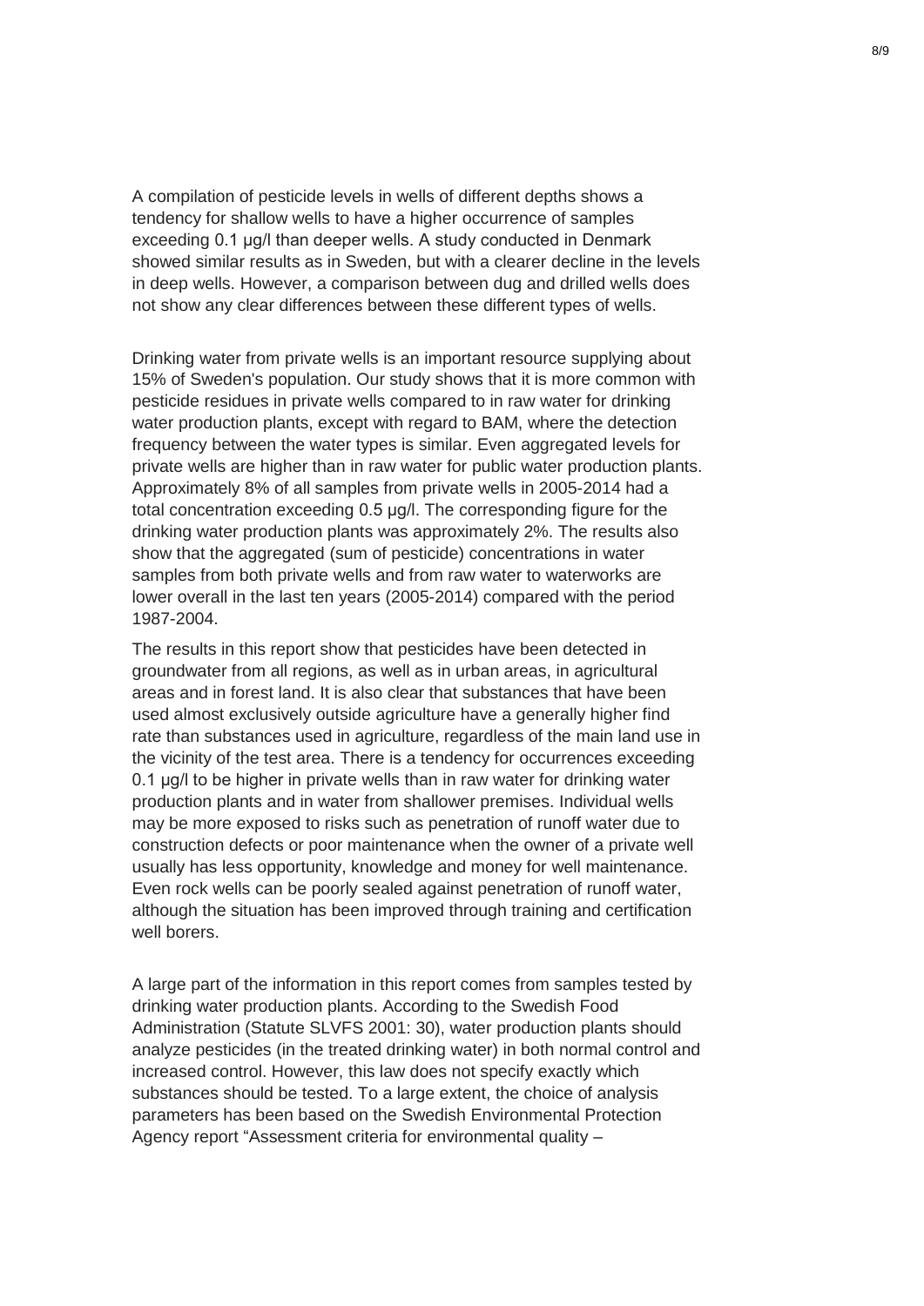A compilation of pesticide levels in wells of different depths shows a tendency for shallow wells to have a higher occurrence of samples exceeding 0.1 µg/l than deeper wells. A study conducted in Denmark showed similar results as in Sweden, but with a clearer decline in the levels in deep wells. However, a comparison between dug and drilled wells does not show any clear differences between these different types of wells.

Drinking water from private wells is an important resource supplying about 15% of Sweden's population. Our study shows that it is more common with pesticide residues in private wells compared to in raw water for drinking water production plants, except with regard to BAM, where the detection frequency between the water types is similar. Even aggregated levels for private wells are higher than in raw water for public water production plants. Approximately 8% of all samples from private wells in 2005-2014 had a total concentration exceeding 0.5 µg/l. The corresponding figure for the drinking water production plants was approximately 2%. The results also show that the aggregated (sum of pesticide) concentrations in water samples from both private wells and from raw water to waterworks are lower overall in the last ten years (2005-2014) compared with the period 1987-2004.

The results in this report show that pesticides have been detected in groundwater from all regions, as well as in urban areas, in agricultural areas and in forest land. It is also clear that substances that have been used almost exclusively outside agriculture have a generally higher find rate than substances used in agriculture, regardless of the main land use in the vicinity of the test area. There is a tendency for occurrences exceeding 0.1 µg/l to be higher in private wells than in raw water for drinking water production plants and in water from shallower premises. Individual wells may be more exposed to risks such as penetration of runoff water due to construction defects or poor maintenance when the owner of a private well usually has less opportunity, knowledge and money for well maintenance. Even rock wells can be poorly sealed against penetration of runoff water, although the situation has been improved through training and certification well borers.

A large part of the information in this report comes from samples tested by drinking water production plants. According to the Swedish Food Administration (Statute SLVFS 2001: 30), water production plants should analyze pesticides (in the treated drinking water) in both normal control and increased control. However, this law does not specify exactly which substances should be tested. To a large extent, the choice of analysis parameters has been based on the Swedish Environmental Protection Agency report "Assessment criteria for environmental quality –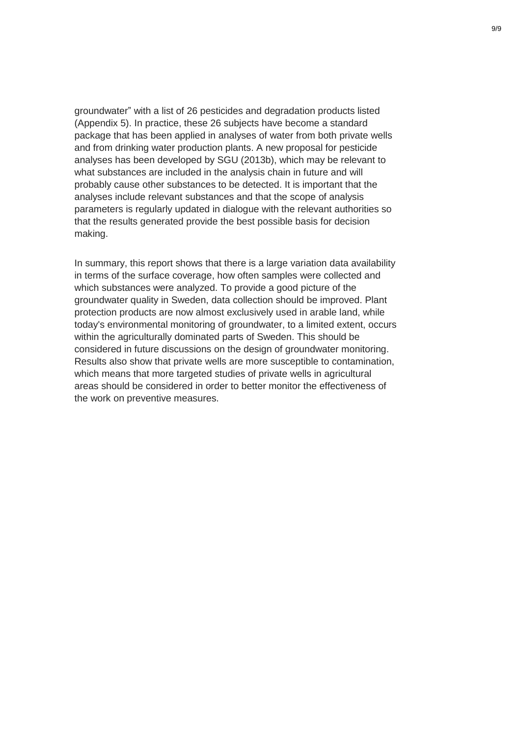groundwater" with a list of 26 pesticides and degradation products listed (Appendix 5). In practice, these 26 subjects have become a standard package that has been applied in analyses of water from both private wells and from drinking water production plants. A new proposal for pesticide analyses has been developed by SGU (2013b), which may be relevant to what substances are included in the analysis chain in future and will probably cause other substances to be detected. It is important that the analyses include relevant substances and that the scope of analysis parameters is regularly updated in dialogue with the relevant authorities so that the results generated provide the best possible basis for decision making.

In summary, this report shows that there is a large variation data availability in terms of the surface coverage, how often samples were collected and which substances were analyzed. To provide a good picture of the groundwater quality in Sweden, data collection should be improved. Plant protection products are now almost exclusively used in arable land, while today's environmental monitoring of groundwater, to a limited extent, occurs within the agriculturally dominated parts of Sweden. This should be considered in future discussions on the design of groundwater monitoring. Results also show that private wells are more susceptible to contamination, which means that more targeted studies of private wells in agricultural areas should be considered in order to better monitor the effectiveness of the work on preventive measures.